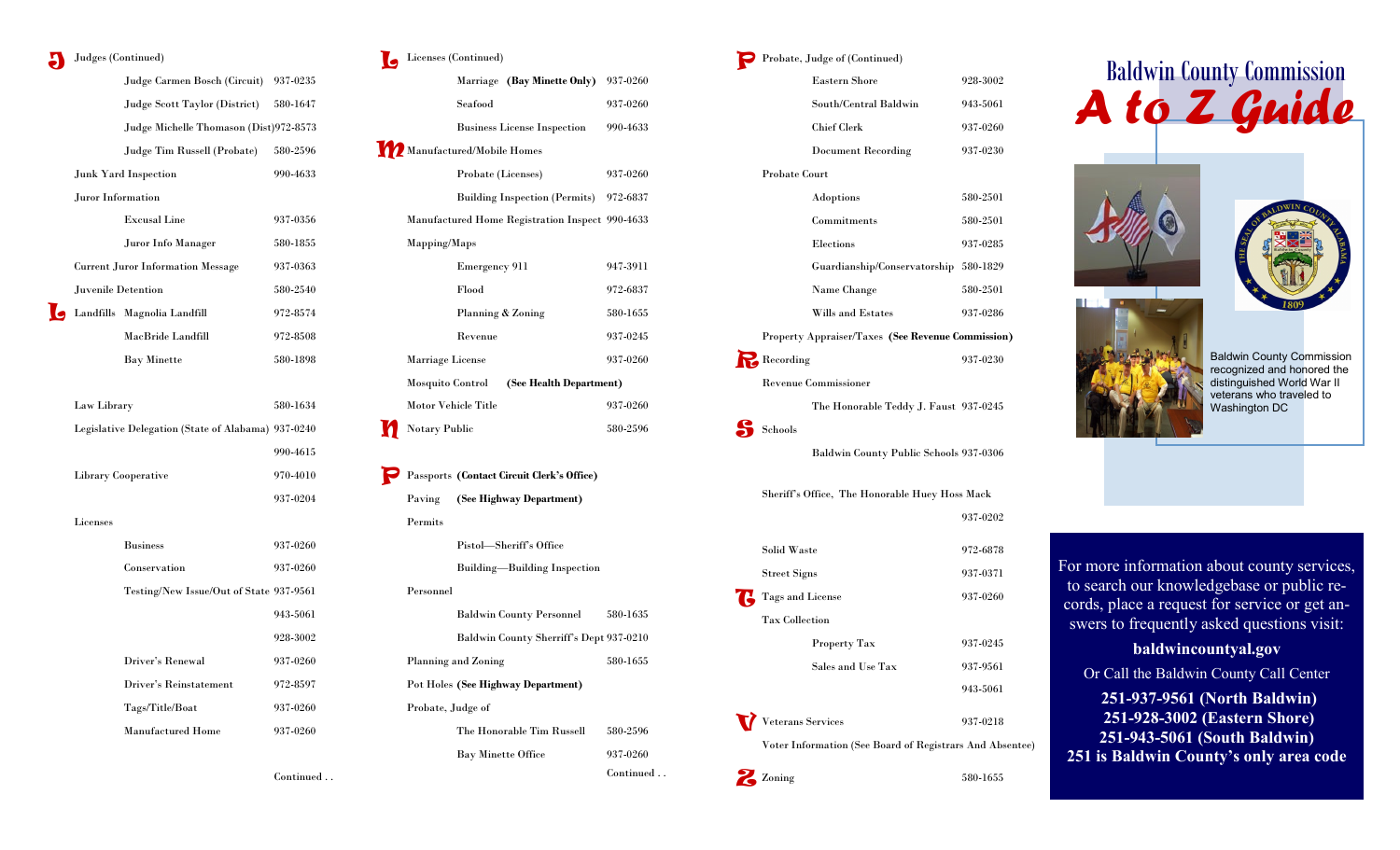**J** Judges (Continued)

| | |
|---|---|
| Judge Carmen Bosch (Circuit) | 937-0235 |
| Judge Scott Taylor (District) | 580-1647 |
| Judge Michelle Thomason (Dist) | 972-8573 |
| Judge Tim Russell (Probate) | 580-2596 |
| Junk Yard Inspection | 990-4633 |
| Juror Information | |
| Excusal Line | 937-0356 |
| Juror Info Manager | 580-1855 |
| Current Juror Information Message | 937-0363 |
| Juvenile Detention | 580-2540 |

**L** Landfills

| | |
|---|---|
| Magnolia Landfill | 972-8574 |
| MacBride Landfill | 972-8508 |
| Bay Minette | 580-1898 |
| Law Library | 580-1634 |
| Legislative Delegation (State of Alabama) | 937-0240 |
| | 990-4615 |
| Library Cooperative | 970-4010 |
| | 937-0204 |
| Licenses | |
| Business | 937-0260 |
| Conservation | 937-0260 |
| Testing/New Issue/Out of State | 937-9561 |
| | 943-5061 |
| | 928-3002 |
| Driver's Renewal | 937-0260 |
| Driver's Reinstatement | 972-8597 |
| Tags/Title/Boat | 937-0260 |
| Manufactured Home | 937-0260 |

Continued . .

**L** Licenses (Continued)

| | |
|---|---|
| Marriage **(Bay Minette Only)** | 937-0260 |
| Seafood | 937-0260 |
| Business License Inspection | 990-4633 |

**M** Manufactured/Mobile Homes

| | |
|---|---|
| Probate (Licenses) | 937-0260 |
| Building Inspection (Permits) | 972-6837 |
| Manufactured Home Registration Inspect | 990-4633 |
| Mapping/Maps | |
| Emergency 911 | 947-3911 |
| Flood | 972-6837 |
| Planning & Zoning | 580-1655 |
| Revenue | 937-0245 |
| Marriage License | 937-0260 |
| Mosquito Control **(See Health Department)** | |
| Motor Vehicle Title | 937-0260 |

**N** Notary Public 580-2596

**P** Passports **(Contact Circuit Clerk's Office)**

| | |
|---|---|
| Paving **(See Highway Department)** | |
| Permits | |
| Pistol—Sheriff's Office | |
| Building—Building Inspection | |
| Personnel | |
| Baldwin County Personnel | 580-1635 |
| Baldwin County Sherriff's Dept | 937-0210 |
| Planning and Zoning | 580-1655 |
| Pot Holes **(See Highway Department)** | |
| Probate, Judge of | |
| The Honorable Tim Russell | 580-2596 |
| Bay Minette Office | 937-0260 |

Continued . .

**P** Probate, Judge of (Continued)

| | |
|---|---|
| Eastern Shore | 928-3002 |
| South/Central Baldwin | 943-5061 |
| Chief Clerk | 937-0260 |
| Document Recording | 937-0230 |
| Probate Court | |
| Adoptions | 580-2501 |
| Commitments | 580-2501 |
| Elections | 937-0285 |
| Guardianship/Conservatorship | 580-1829 |
| Name Change | 580-2501 |
| Wills and Estates | 937-0286 |
| Property Appraiser/Taxes **(See Revenue Commission)** | |

**R** Recording 937-0230

| | |
|---|---|
| Revenue Commissioner | |
| The Honorable Teddy J. Faust | 937-0245 |

**S** Schools

| | |
|---|---|
| Baldwin County Public Schools | 937-0306 |
| Sheriff's Office, The Honorable Huey Hoss Mack | 937-0202 |
| Solid Waste | 972-6878 |
| Street Signs | 937-0371 |

**T** Tags and License 937-0260

| | |
|---|---|
| Tax Collection | |
| Property Tax | 937-0245 |
| Sales and Use Tax | 937-9561 |
| | 943-5061 |

**V** Veterans Services 937-0218

Voter Information (See Board of Registrars And Absentee)

**Z** Zoning 580-1655

# Baldwin County Commission

# *A to Z Guide*

Baldwin County Commission recognized and honored the distinguished World War II veterans who traveled to Washington DC

For more information about county services, to search our knowledgebase or public records, place a request for service or get answers to frequently asked questions visit:

**baldwincountyal.gov**

Or Call the Baldwin County Call Center

**251-937-9561 (North Baldwin)**
**251-928-3002 (Eastern Shore)**
**251-943-5061 (South Baldwin)**
**251 is Baldwin County's only area code**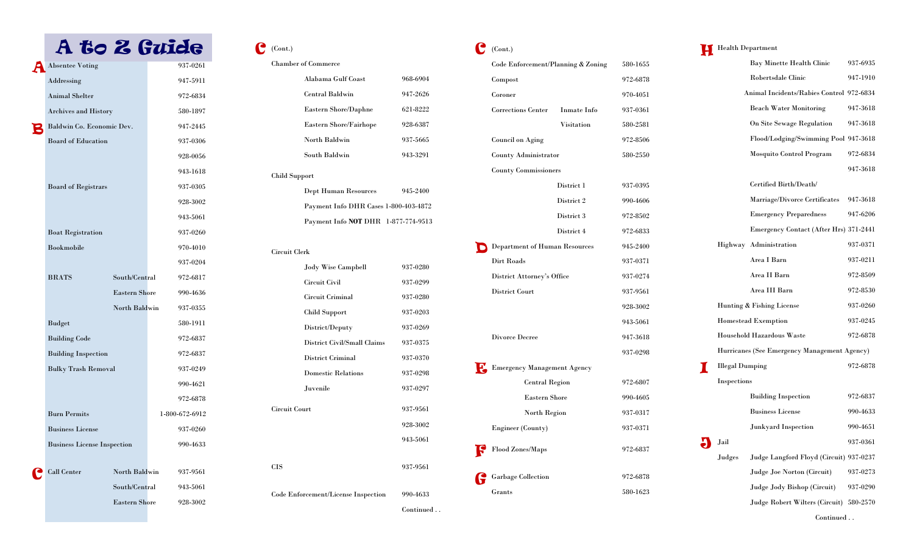# A to Z Guide

## A

| | | |
|---|---|---|
| Absentee Voting | | 937-0261 |
| Addressing | | 947-5911 |
| Animal Shelter | | 972-6834 |
| Archives and History | | 580-1897 |

## B

| | | |
|---|---|---|
| Baldwin Co. Economic Dev. | | 947-2445 |
| Board of Education | | 937-0306 |
| | | 928-0056 |
| | | 943-1618 |
| Board of Registrars | | 937-0305 |
| | | 928-3002 |
| | | 943-5061 |
| Boat Registration | | 937-0260 |
| Bookmobile | | 970-4010 |
| | | 937-0204 |
| BRATS | South/Central | 972-6817 |
| | Eastern Shore | 990-4636 |
| | North Baldwin | 937-0355 |
| Budget | | 580-1911 |
| Building Code | | 972-6837 |
| Building Inspection | | 972-6837 |
| Bulky Trash Removal | | 937-0249 |
| | | 990-4621 |
| | | 972-6878 |
| Burn Permits | | 1-800-672-6912 |
| Business License | | 937-0260 |
| Business License Inspection | | 990-4633 |

## C

| | | |
|---|---|---|
| Call Center | North Baldwin | 937-9561 |
| | South/Central | 943-5061 |
| | Eastern Shore | 928-3002 |

## C (Cont.)

| | | |
|---|---|---|
| Chamber of Commerce | | |
| | Alabama Gulf Coast | 968-6904 |
| | Central Baldwin | 947-2626 |
| | Eastern Shore/Daphne | 621-8222 |
| | Eastern Shore/Fairhope | 928-6387 |
| | North Baldwin | 937-5665 |
| | South Baldwin | 943-3291 |
| Child Support | | |
| | Dept Human Resources | 945-2400 |
| | Payment Info DHR Cases | 1-800-403-4872 |
| | Payment Info **NOT** DHR | 1-877-774-9513 |
| Circuit Clerk | | |
| | Jody Wise Campbell | 937-0280 |
| | Circuit Civil | 937-0299 |
| | Circuit Criminal | 937-0280 |
| | Child Support | 937-0203 |
| | District/Deputy | 937-0269 |
| | District Civil/Small Claims | 937-0375 |
| | District Criminal | 937-0370 |
| | Domestic Relations | 937-0298 |
| | Juvenile | 937-0297 |
| Circuit Court | | 937-9561 |
| | | 928-3002 |
| | | 943-5061 |
| CIS | | 937-9561 |
| Code Enforcement/License Inspection | | 990-4633 |

Continued . .

## C (Cont.)

| | | |
|---|---|---|
| Code Enforcement/Planning & Zoning | | 580-1655 |
| Compost | | 972-6878 |
| Coroner | | 970-4051 |
| Corrections Center | Inmate Info | 937-0361 |
| | Visitation | 580-2581 |
| Council on Aging | | 972-8506 |
| County Administrator | | 580-2550 |
| County Commissioners | | |
| | District 1 | 937-0395 |
| | District 2 | 990-4606 |
| | District 3 | 972-8502 |
| | District 4 | 972-6833 |

## D

| | | |
|---|---|---|
| Department of Human Resources | | 945-2400 |
| Dirt Roads | | 937-0371 |
| District Attorney's Office | | 937-0274 |
| District Court | | 937-9561 |
| | | 928-3002 |
| | | 943-5061 |
| Divorce Decree | | 947-3618 |
| | | 937-0298 |

## E

| | | |
|---|---|---|
| Emergency Management Agency | | |
| | Central Region | 972-6807 |
| | Eastern Shore | 990-4605 |
| | North Region | 937-0317 |
| Engineer (County) | | 937-0371 |

## F

| | | |
|---|---|---|
| Flood Zones/Maps | | 972-6837 |

## G

| | | |
|---|---|---|
| Garbage Collection | | 972-6878 |
| Grants | | 580-1623 |

## H

| | | |
|---|---|---|
| Health Department | | |
| | Bay Minette Health Clinic | 937-6935 |
| | Robertsdale Clinic | 947-1910 |
| | Animal Incidents/Rabies Control | 972-6834 |
| | Beach Water Monitoring | 947-3618 |
| | On Site Sewage Regulation | 947-3618 |
| | Flood/Lodging/Swimming Pool | 947-3618 |
| | Mosquito Control Program | 972-6834 |
| | | 947-3618 |
| | Certified Birth/Death/ Marriage/Divorce Certificates | 947-3618 |
| | Emergency Preparedness | 947-6206 |
| | Emergency Contact (After Hrs) | 371-2441 |
| Highway | Administration | 937-0371 |
| | Area I Barn | 937-0211 |
| | Area II Barn | 972-8509 |
| | Area III Barn | 972-8530 |
| Hunting & Fishing License | | 937-0260 |
| Homestead Exemption | | 937-0245 |
| Household Hazardous Waste | | 972-6878 |
| Hurricanes (See Emergency Management Agency) | | |

## I

| | | |
|---|---|---|
| Illegal Dumping | | 972-6878 |
| Inspections | | |
| | Building Inspection | 972-6837 |
| | Business License | 990-4633 |
| | Junkyard Inspection | 990-4651 |

## J

| | | |
|---|---|---|
| Jail | | 937-0361 |
| Judges | Judge Langford Floyd (Circuit) | 937-0237 |
| | Judge Joe Norton (Circuit) | 937-0273 |
| | Judge Jody Bishop (Circuit) | 937-0290 |
| | Judge Robert Wilters (Circuit) | 580-2570 |

Continued . .